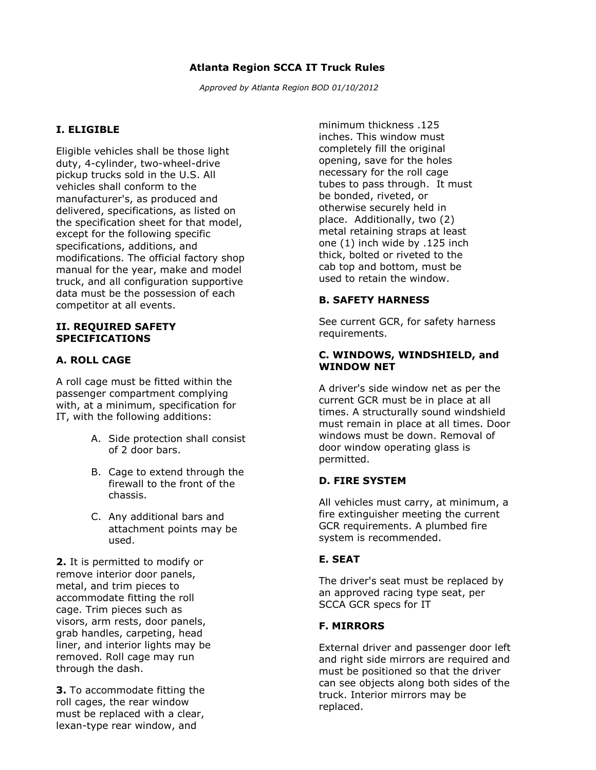# Atlanta Region SCCA IT Truck Rules

*Approved by Atlanta Region BOD 01/10/2012*

## I. ELIGIBLE

Eligible vehicles shall be those light duty, 4-cylinder, two-wheel-drive pickup trucks sold in the U.S. All vehicles shall conform to the manufacturer's, as produced and delivered, specifications, as listed on the specification sheet for that model, except for the following specific specifications, additions, and modifications. The official factory shop manual for the year, make and model truck, and all configuration supportive data must be the possession of each competitor at all events.

## II. REQUIRED SAFETY SPECIFICATIONS

### A. ROLL CAGE

A roll cage must be fitted within the passenger compartment complying with, at a minimum, specification for IT, with the following additions:

A. Side protection shall consist of 2 door bars.

B. Cage to extend through the firewall to the front of the chassis.

C. Any additional bars and attachment points may be used.

**2.** It is permitted to modify or remove interior door panels, metal, and trim pieces to accommodate fitting the roll cage. Trim pieces such as visors, arm rests, door panels, grab handles, carpeting, head liner, and interior lights may be removed. Roll cage may run through the dash.

**3.** To accommodate fitting the roll cages, the rear window must be replaced with a clear, lexan-type rear window, and minimum thickness .125 inches. This window must completely fill the original opening, save for the holes necessary for the roll cage tubes to pass through. It must be bonded, riveted, or otherwise securely held in place. Additionally, two (2) metal retaining straps at least one (1) inch wide by .125 inch thick, bolted or riveted to the cab top and bottom, must be used to retain the window.

### B. SAFETY HARNESS

See current GCR, for safety harness requirements.

### C. WINDOWS, WINDSHIELD, and WINDOW NET

A driver's side window net as per the current GCR must be in place at all times. A structurally sound windshield must remain in place at all times. Door windows must be down. Removal of door window operating glass is permitted.

### D. FIRE SYSTEM

All vehicles must carry, at minimum, a fire extinguisher meeting the current GCR requirements. A plumbed fire system is recommended.

### E. SEAT

The driver's seat must be replaced by an approved racing type seat, per SCCA GCR specs for IT

### F. MIRRORS

External driver and passenger door left and right side mirrors are required and must be positioned so that the driver can see objects along both sides of the truck. Interior mirrors may be replaced.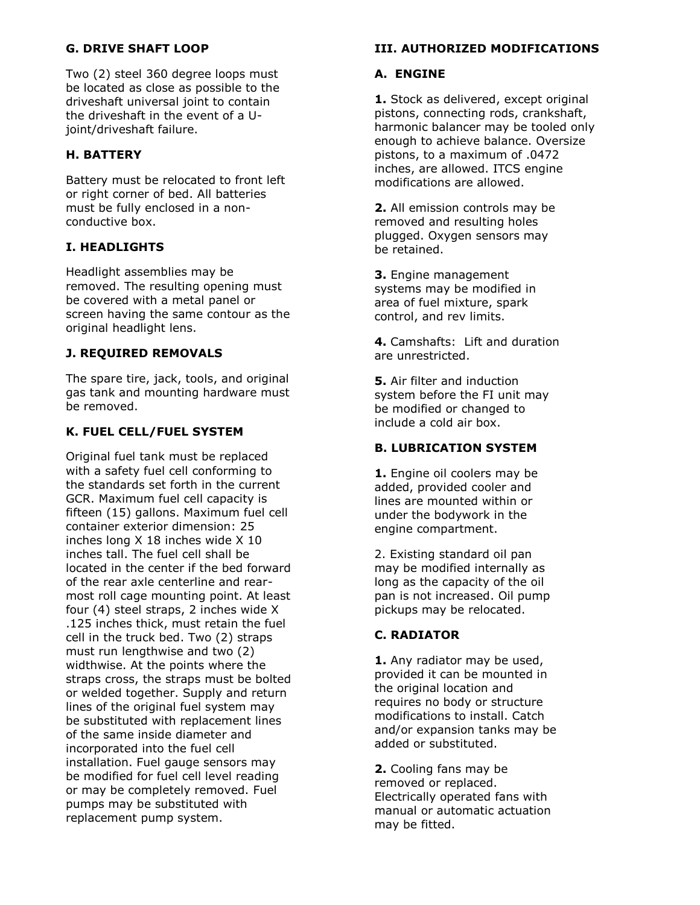### G. DRIVE SHAFT LOOP

Two (2) steel 360 degree loops must be located as close as possible to the driveshaft universal joint to contain the driveshaft in the event of a U-joint/driveshaft failure.

### H. BATTERY

Battery must be relocated to front left or right corner of bed. All batteries must be fully enclosed in a non-conductive box.

### I. HEADLIGHTS

Headlight assemblies may be removed. The resulting opening must be covered with a metal panel or screen having the same contour as the original headlight lens.

### J. REQUIRED REMOVALS

The spare tire, jack, tools, and original gas tank and mounting hardware must be removed.

### K. FUEL CELL/FUEL SYSTEM

Original fuel tank must be replaced with a safety fuel cell conforming to the standards set forth in the current GCR. Maximum fuel cell capacity is fifteen (15) gallons. Maximum fuel cell container exterior dimension: 25 inches long X 18 inches wide X 10 inches tall. The fuel cell shall be located in the center if the bed forward of the rear axle centerline and rear-most roll cage mounting point. At least four (4) steel straps, 2 inches wide X .125 inches thick, must retain the fuel cell in the truck bed. Two (2) straps must run lengthwise and two (2) widthwise. At the points where the straps cross, the straps must be bolted or welded together. Supply and return lines of the original fuel system may be substituted with replacement lines of the same inside diameter and incorporated into the fuel cell installation. Fuel gauge sensors may be modified for fuel cell level reading or may be completely removed. Fuel pumps may be substituted with replacement pump system.

## III. AUTHORIZED MODIFICATIONS

### A. ENGINE

**1.** Stock as delivered, except original pistons, connecting rods, crankshaft, harmonic balancer may be tooled only enough to achieve balance. Oversize pistons, to a maximum of .0472 inches, are allowed. ITCS engine modifications are allowed.

**2.** All emission controls may be removed and resulting holes plugged. Oxygen sensors may be retained.

**3.** Engine management systems may be modified in area of fuel mixture, spark control, and rev limits.

**4.** Camshafts: Lift and duration are unrestricted.

**5.** Air filter and induction system before the FI unit may be modified or changed to include a cold air box.

### B. LUBRICATION SYSTEM

**1.** Engine oil coolers may be added, provided cooler and lines are mounted within or under the bodywork in the engine compartment.

2. Existing standard oil pan may be modified internally as long as the capacity of the oil pan is not increased. Oil pump pickups may be relocated.

### C. RADIATOR

**1.** Any radiator may be used, provided it can be mounted in the original location and requires no body or structure modifications to install. Catch and/or expansion tanks may be added or substituted.

**2.** Cooling fans may be removed or replaced. Electrically operated fans with manual or automatic actuation may be fitted.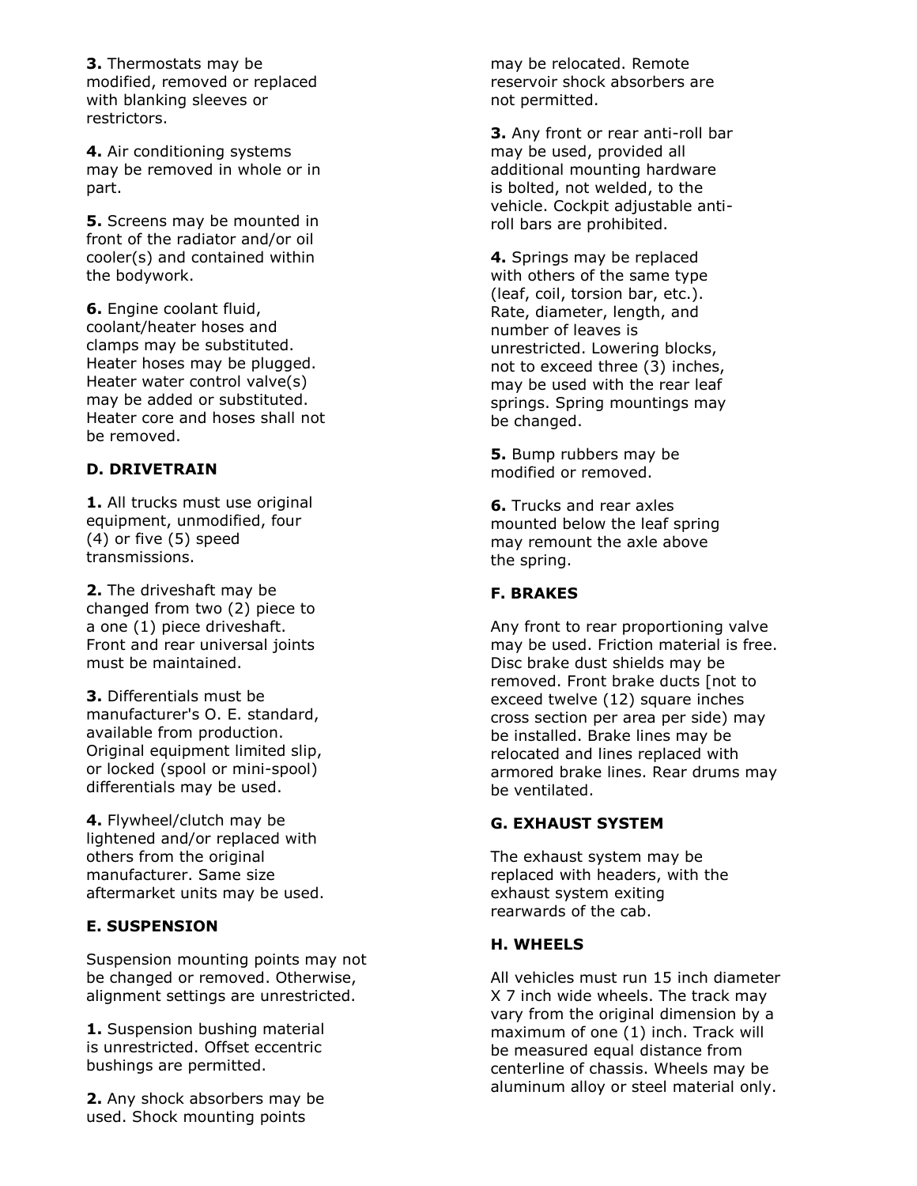**3.** Thermostats may be modified, removed or replaced with blanking sleeves or restrictors.

**4.** Air conditioning systems may be removed in whole or in part.

**5.** Screens may be mounted in front of the radiator and/or oil cooler(s) and contained within the bodywork.

**6.** Engine coolant fluid, coolant/heater hoses and clamps may be substituted. Heater hoses may be plugged. Heater water control valve(s) may be added or substituted. Heater core and hoses shall not be removed.

### D. DRIVETRAIN

**1.** All trucks must use original equipment, unmodified, four (4) or five (5) speed transmissions.

**2.** The driveshaft may be changed from two (2) piece to a one (1) piece driveshaft. Front and rear universal joints must be maintained.

**3.** Differentials must be manufacturer's O. E. standard, available from production. Original equipment limited slip, or locked (spool or mini-spool) differentials may be used.

**4.** Flywheel/clutch may be lightened and/or replaced with others from the original manufacturer. Same size aftermarket units may be used.

### E. SUSPENSION

Suspension mounting points may not be changed or removed. Otherwise, alignment settings are unrestricted.

**1.** Suspension bushing material is unrestricted. Offset eccentric bushings are permitted.

**2.** Any shock absorbers may be used. Shock mounting points may be relocated. Remote reservoir shock absorbers are not permitted.

**3.** Any front or rear anti-roll bar may be used, provided all additional mounting hardware is bolted, not welded, to the vehicle. Cockpit adjustable anti-roll bars are prohibited.

**4.** Springs may be replaced with others of the same type (leaf, coil, torsion bar, etc.). Rate, diameter, length, and number of leaves is unrestricted. Lowering blocks, not to exceed three (3) inches, may be used with the rear leaf springs. Spring mountings may be changed.

**5.** Bump rubbers may be modified or removed.

**6.** Trucks and rear axles mounted below the leaf spring may remount the axle above the spring.

### F. BRAKES

Any front to rear proportioning valve may be used. Friction material is free. Disc brake dust shields may be removed. Front brake ducts [not to exceed twelve (12) square inches cross section per area per side) may be installed. Brake lines may be relocated and lines replaced with armored brake lines. Rear drums may be ventilated.

### G. EXHAUST SYSTEM

The exhaust system may be replaced with headers, with the exhaust system exiting rearwards of the cab.

### H. WHEELS

All vehicles must run 15 inch diameter X 7 inch wide wheels. The track may vary from the original dimension by a maximum of one (1) inch. Track will be measured equal distance from centerline of chassis. Wheels may be aluminum alloy or steel material only.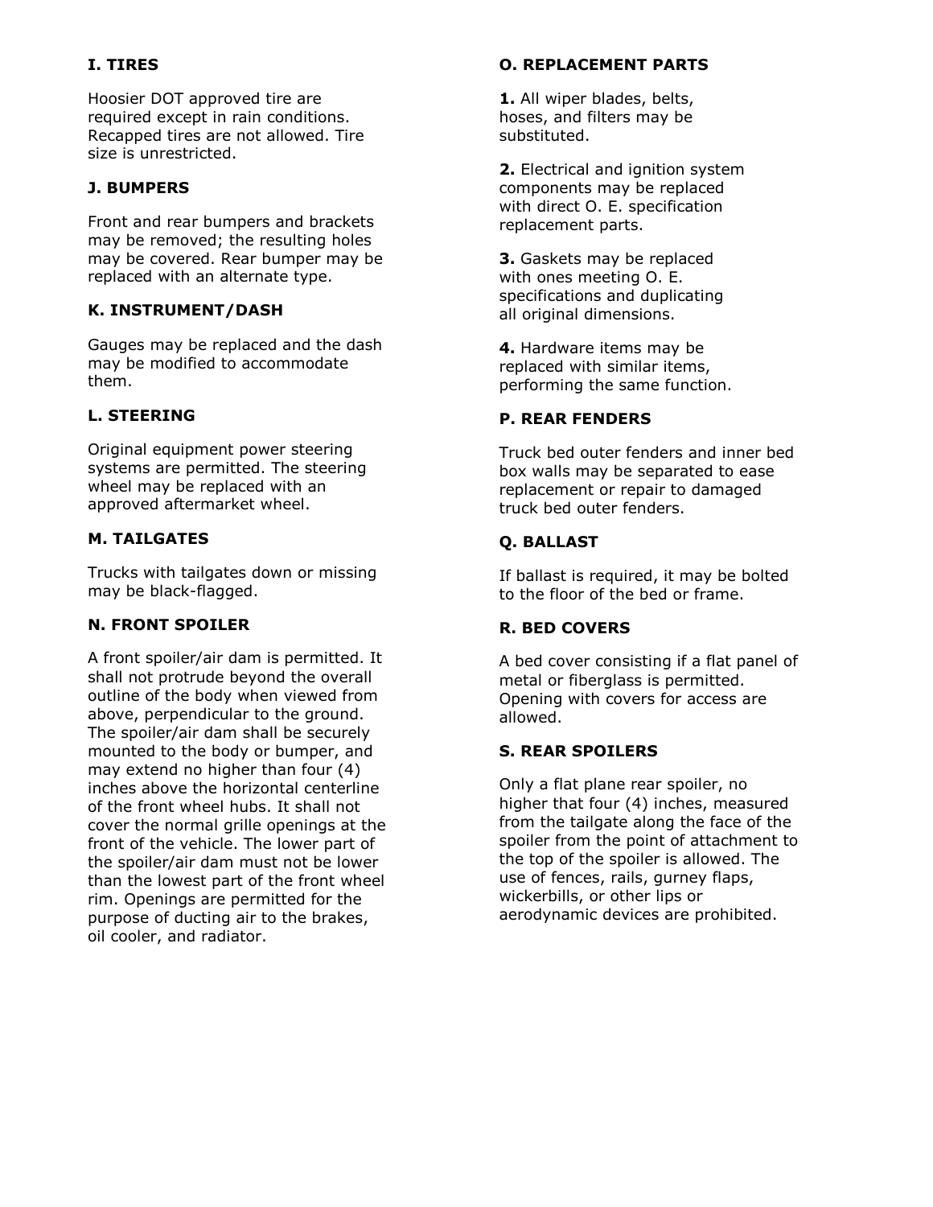### I. TIRES

Hoosier DOT approved tire are required except in rain conditions. Recapped tires are not allowed. Tire size is unrestricted.

### J. BUMPERS

Front and rear bumpers and brackets may be removed; the resulting holes may be covered. Rear bumper may be replaced with an alternate type.

### K. INSTRUMENT/DASH

Gauges may be replaced and the dash may be modified to accommodate them.

### L. STEERING

Original equipment power steering systems are permitted. The steering wheel may be replaced with an approved aftermarket wheel.

### M. TAILGATES

Trucks with tailgates down or missing may be black-flagged.

### N. FRONT SPOILER

A front spoiler/air dam is permitted. It shall not protrude beyond the overall outline of the body when viewed from above, perpendicular to the ground. The spoiler/air dam shall be securely mounted to the body or bumper, and may extend no higher than four (4) inches above the horizontal centerline of the front wheel hubs. It shall not cover the normal grille openings at the front of the vehicle. The lower part of the spoiler/air dam must not be lower than the lowest part of the front wheel rim. Openings are permitted for the purpose of ducting air to the brakes, oil cooler, and radiator.

### O. REPLACEMENT PARTS

**1.** All wiper blades, belts, hoses, and filters may be substituted.

**2.** Electrical and ignition system components may be replaced with direct O. E. specification replacement parts.

**3.** Gaskets may be replaced with ones meeting O. E. specifications and duplicating all original dimensions.

**4.** Hardware items may be replaced with similar items, performing the same function.

### P. REAR FENDERS

Truck bed outer fenders and inner bed box walls may be separated to ease replacement or repair to damaged truck bed outer fenders.

### Q. BALLAST

If ballast is required, it may be bolted to the floor of the bed or frame.

### R. BED COVERS

A bed cover consisting if a flat panel of metal or fiberglass is permitted. Opening with covers for access are allowed.

### S. REAR SPOILERS

Only a flat plane rear spoiler, no higher that four (4) inches, measured from the tailgate along the face of the spoiler from the point of attachment to the top of the spoiler is allowed. The use of fences, rails, gurney flaps, wickerbills, or other lips or aerodynamic devices are prohibited.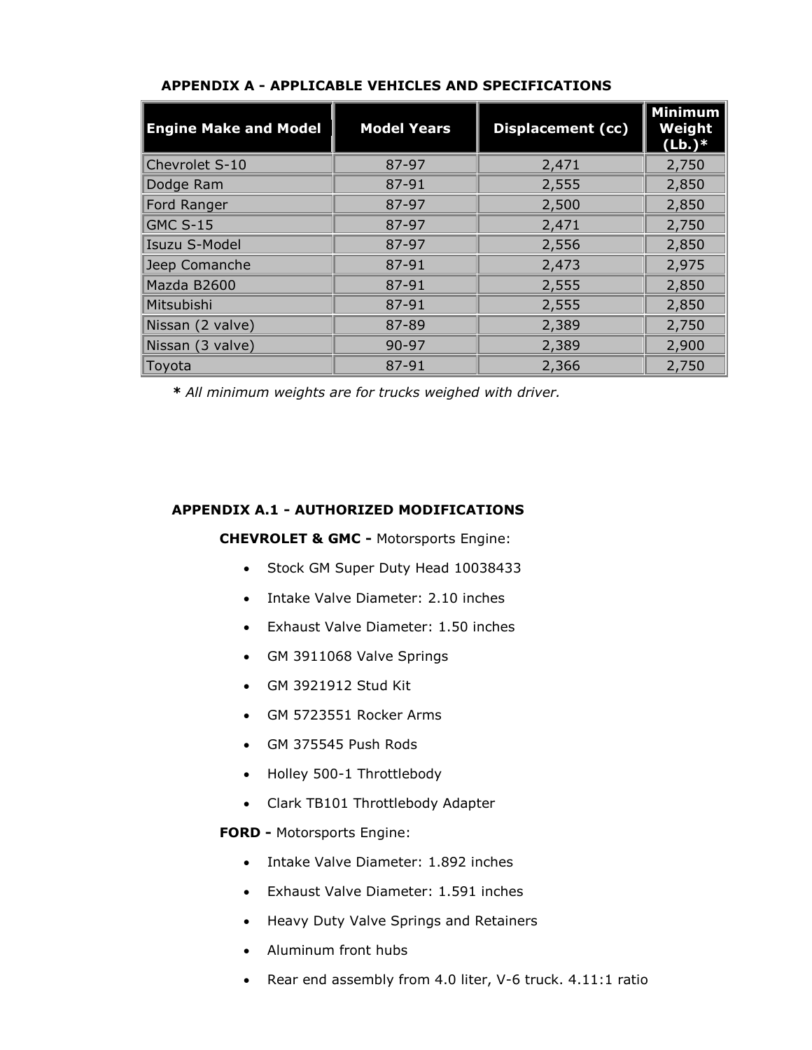## APPENDIX A - APPLICABLE VEHICLES AND SPECIFICATIONS

| Engine Make and Model | Model Years | Displacement (cc) | Minimum Weight (Lb.)* |
|---|---|---|---|
| Chevrolet S-10 | 87-97 | 2,471 | 2,750 |
| Dodge Ram | 87-91 | 2,555 | 2,850 |
| Ford Ranger | 87-97 | 2,500 | 2,850 |
| GMC S-15 | 87-97 | 2,471 | 2,750 |
| Isuzu S-Model | 87-97 | 2,556 | 2,850 |
| Jeep Comanche | 87-91 | 2,473 | 2,975 |
| Mazda B2600 | 87-91 | 2,555 | 2,850 |
| Mitsubishi | 87-91 | 2,555 | 2,850 |
| Nissan (2 valve) | 87-89 | 2,389 | 2,750 |
| Nissan (3 valve) | 90-97 | 2,389 | 2,900 |
| Toyota | 87-91 | 2,366 | 2,750 |

***** *All minimum weights are for trucks weighed with driver.*

## APPENDIX A.1 - AUTHORIZED MODIFICATIONS

**CHEVROLET & GMC -** Motorsports Engine:

- Stock GM Super Duty Head 10038433
- Intake Valve Diameter: 2.10 inches
- Exhaust Valve Diameter: 1.50 inches
- GM 3911068 Valve Springs
- GM 3921912 Stud Kit
- GM 5723551 Rocker Arms
- GM 375545 Push Rods
- Holley 500-1 Throttlebody
- Clark TB101 Throttlebody Adapter

**FORD -** Motorsports Engine:

- Intake Valve Diameter: 1.892 inches
- Exhaust Valve Diameter: 1.591 inches
- Heavy Duty Valve Springs and Retainers
- Aluminum front hubs
- Rear end assembly from 4.0 liter, V-6 truck. 4.11:1 ratio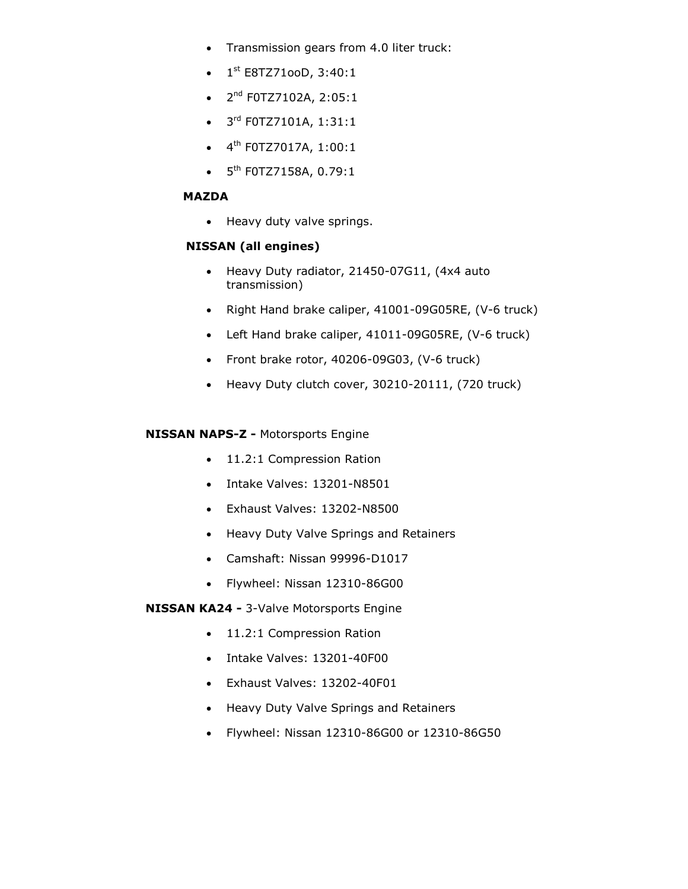- Transmission gears from 4.0 liter truck:
- 1st E8TZ71ooD, 3:40:1
- 2nd F0TZ7102A, 2:05:1
- 3rd F0TZ7101A, 1:31:1
- 4th F0TZ7017A, 1:00:1
- 5th F0TZ7158A, 0.79:1

**MAZDA**

- Heavy duty valve springs.

**NISSAN (all engines)**

- Heavy Duty radiator, 21450-07G11, (4x4 auto transmission)
- Right Hand brake caliper, 41001-09G05RE, (V-6 truck)
- Left Hand brake caliper, 41011-09G05RE, (V-6 truck)
- Front brake rotor, 40206-09G03, (V-6 truck)
- Heavy Duty clutch cover, 30210-20111, (720 truck)

**NISSAN NAPS-Z -** Motorsports Engine

- 11.2:1 Compression Ration
- Intake Valves: 13201-N8501
- Exhaust Valves: 13202-N8500
- Heavy Duty Valve Springs and Retainers
- Camshaft: Nissan 99996-D1017
- Flywheel: Nissan 12310-86G00

**NISSAN KA24 -** 3-Valve Motorsports Engine

- 11.2:1 Compression Ration
- Intake Valves: 13201-40F00
- Exhaust Valves: 13202-40F01
- Heavy Duty Valve Springs and Retainers
- Flywheel: Nissan 12310-86G00 or 12310-86G50